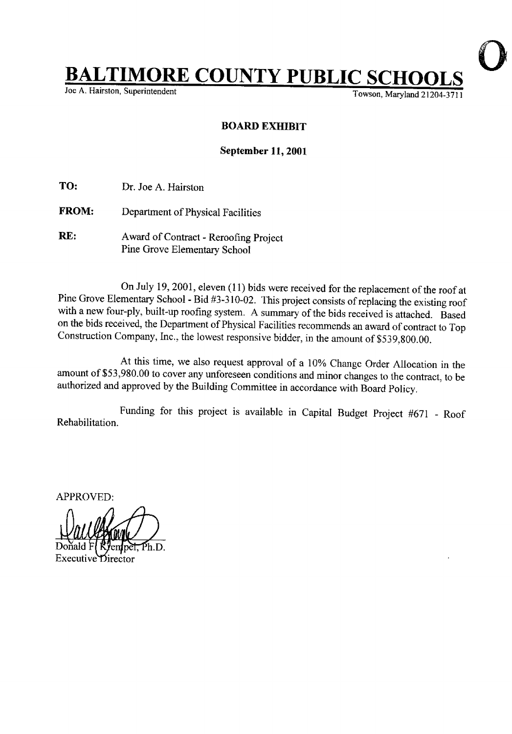# BALTIMORE COUNTY PUBLIC SCHOOLS

Joe A. Hairston, Superintendent

Towson, Maryland 21204-3711

**BOARD EXHIBIT**

**September 11, 2001**

**TO:** Dr. Joe A. Hairston

**FROM:** Department of Physical Facilities

**RE:** Award of Contract - Reroofing Project
Pine Grove Elementary School

On July 19, 2001, eleven (11) bids were received for the replacement of the roof at Pine Grove Elementary School - Bid #3-310-02. This project consists of replacing the existing roof with a new four-ply, built-up roofing system. A summary of the bids received is attached. Based on the bids received, the Department of Physical Facilities recommends an award of contract to Top Construction Company, Inc., the lowest responsive bidder, in the amount of $539,800.00.

At this time, we also request approval of a 10% Change Order Allocation in the amount of $53,980.00 to cover any unforeseen conditions and minor changes to the contract, to be authorized and approved by the Building Committee in accordance with Board Policy.

Funding for this project is available in Capital Budget Project #671 - Roof Rehabilitation.

APPROVED:

Donald F. Krempel, Ph.D.
Executive Director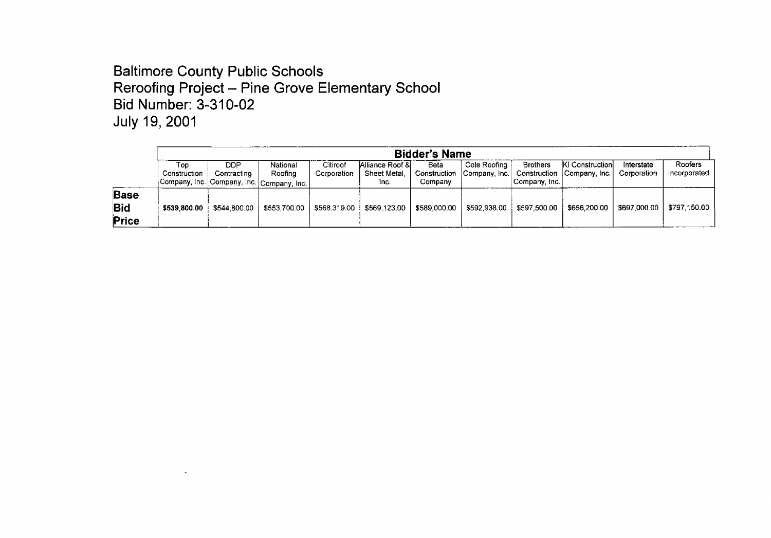# Baltimore County Public Schools
## Reroofing Project – Pine Grove Elementary School
## Bid Number: 3-310-02
## July 19, 2001

| | Bidder's Name | | | | | | | | | | |
|---|---|---|---|---|---|---|---|---|---|---|---|
| | Top Construction Company, Inc. | DDP Contracting Company, Inc. | National Roofing Company, Inc. | Citiroof Corporation | Alliance Roof & Sheet Metal, Inc. | Beta Construction Company | Cole Roofing Company, Inc. | Brothers Construction Company, Inc. | KI Construction Company, Inc. | Interstate Corporation | Roofers Incorporated |
| **Base Bid Price** | **$539,800.00** | $544,800.00 | $553,700.00 | $568,319.00 | $569,123.00 | $589,000.00 | $592,938.00 | $597,500.00 | $656,200.00 | $697,000.00 | $797,150.00 |